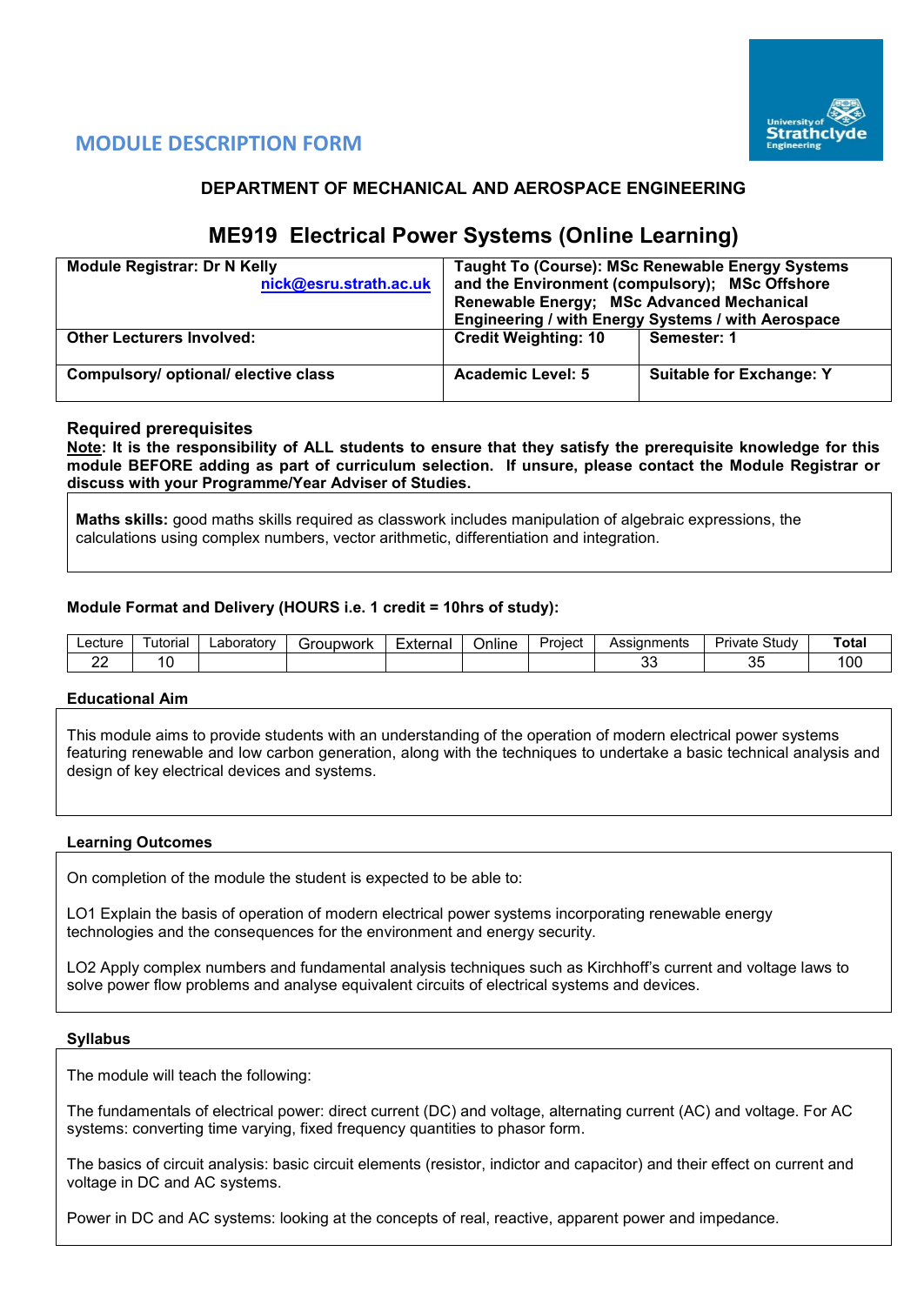## MODULE DESCRIPTION FORM

### DEPARTMENT OF MECHANICAL AND AEROSPACE ENGINEERING

# ME919 Electrical Power Systems (Online Learning)

| **Module Registrar: Dr N Kelly** nick@esru.strath.ac.uk | **Taught To (Course): MSc Renewable Energy Systems and the Environment (compulsory); MSc Offshore Renewable Energy; MSc Advanced Mechanical Engineering / with Energy Systems / with Aerospace** | |
|---|---|---|
| **Other Lecturers Involved:** | **Credit Weighting: 10** | **Semester: 1** |
| **Compulsory/ optional/ elective class** | **Academic Level: 5** | **Suitable for Exchange: Y** |

### Required prerequisites

**Note: It is the responsibility of ALL students to ensure that they satisfy the prerequisite knowledge for this module BEFORE adding as part of curriculum selection. If unsure, please contact the Module Registrar or discuss with your Programme/Year Adviser of Studies.**

**Maths skills:** good maths skills required as classwork includes manipulation of algebraic expressions, the calculations using complex numbers, vector arithmetic, differentiation and integration.

### Module Format and Delivery (HOURS i.e. 1 credit = 10hrs of study):

| Lecture | Tutorial | Laboratory | Groupwork | External | Online | Project | Assignments | Private Study | **Total** |
|---|---|---|---|---|---|---|---|---|---|
| 22 | 10 | | | | | | 33 | 35 | 100 |

### Educational Aim

This module aims to provide students with an understanding of the operation of modern electrical power systems featuring renewable and low carbon generation, along with the techniques to undertake a basic technical analysis and design of key electrical devices and systems.

### Learning Outcomes

On completion of the module the student is expected to be able to:

LO1 Explain the basis of operation of modern electrical power systems incorporating renewable energy technologies and the consequences for the environment and energy security.

LO2 Apply complex numbers and fundamental analysis techniques such as Kirchhoff's current and voltage laws to solve power flow problems and analyse equivalent circuits of electrical systems and devices.

### Syllabus

The module will teach the following:

The fundamentals of electrical power: direct current (DC) and voltage, alternating current (AC) and voltage. For AC systems: converting time varying, fixed frequency quantities to phasor form.

The basics of circuit analysis: basic circuit elements (resistor, indictor and capacitor) and their effect on current and voltage in DC and AC systems.

Power in DC and AC systems: looking at the concepts of real, reactive, apparent power and impedance.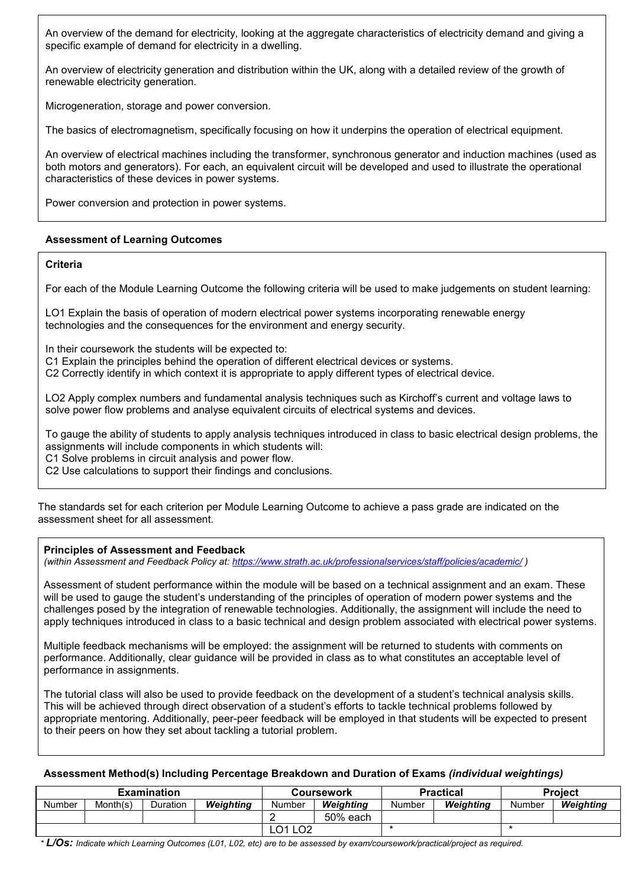An overview of the demand for electricity, looking at the aggregate characteristics of electricity demand and giving a specific example of demand for electricity in a dwelling.

An overview of electricity generation and distribution within the UK, along with a detailed review of the growth of renewable electricity generation.

Microgeneration, storage and power conversion.

The basics of electromagnetism, specifically focusing on how it underpins the operation of electrical equipment.

An overview of electrical machines including the transformer, synchronous generator and induction machines (used as both motors and generators). For each, an equivalent circuit will be developed and used to illustrate the operational characteristics of these devices in power systems.

Power conversion and protection in power systems.

### Assessment of Learning Outcomes

**Criteria**

For each of the Module Learning Outcome the following criteria will be used to make judgements on student learning:

LO1 Explain the basis of operation of modern electrical power systems incorporating renewable energy technologies and the consequences for the environment and energy security.

In their coursework the students will be expected to:
C1 Explain the principles behind the operation of different electrical devices or systems.
C2 Correctly identify in which context it is appropriate to apply different types of electrical device.

LO2 Apply complex numbers and fundamental analysis techniques such as Kirchoff's current and voltage laws to solve power flow problems and analyse equivalent circuits of electrical systems and devices.

To gauge the ability of students to apply analysis techniques introduced in class to basic electrical design problems, the assignments will include components in which students will:
C1 Solve problems in circuit analysis and power flow.
C2 Use calculations to support their findings and conclusions.

The standards set for each criterion per Module Learning Outcome to achieve a pass grade are indicated on the assessment sheet for all assessment.

### Principles of Assessment and Feedback

*(within Assessment and Feedback Policy at: https://www.strath.ac.uk/professionalservices/staff/policies/academic/ )*

Assessment of student performance within the module will be based on a technical assignment and an exam. These will be used to gauge the student's understanding of the principles of operation of modern power systems and the challenges posed by the integration of renewable technologies. Additionally, the assignment will include the need to apply techniques introduced in class to a basic technical and design problem associated with electrical power systems.

Multiple feedback mechanisms will be employed: the assignment will be returned to students with comments on performance. Additionally, clear guidance will be provided in class as to what constitutes an acceptable level of performance in assignments.

The tutorial class will also be used to provide feedback on the development of a student's technical analysis skills. This will be achieved through direct observation of a student's efforts to tackle technical problems followed by appropriate mentoring. Additionally, peer-peer feedback will be employed in that students will be expected to present to their peers on how they set about tackling a tutorial problem.

### Assessment Method(s) Including Percentage Breakdown and Duration of Exams *(individual weightings)*

| Examination | | | | Coursework | | Practical | | Project | |
|---|---|---|---|---|---|---|---|---|---|
| Number | Month(s) | Duration | ***Weighting*** | Number | ***Weighting*** | Number | ***Weighting*** | Number | ***Weighting*** |
| | | | | 2 | 50% each | | | | |
| | | | | LO1 LO2 | | * | | * | |

* ***L/Os:*** *Indicate which Learning Outcomes (L01, L02, etc) are to be assessed by exam/coursework/practical/project as required.*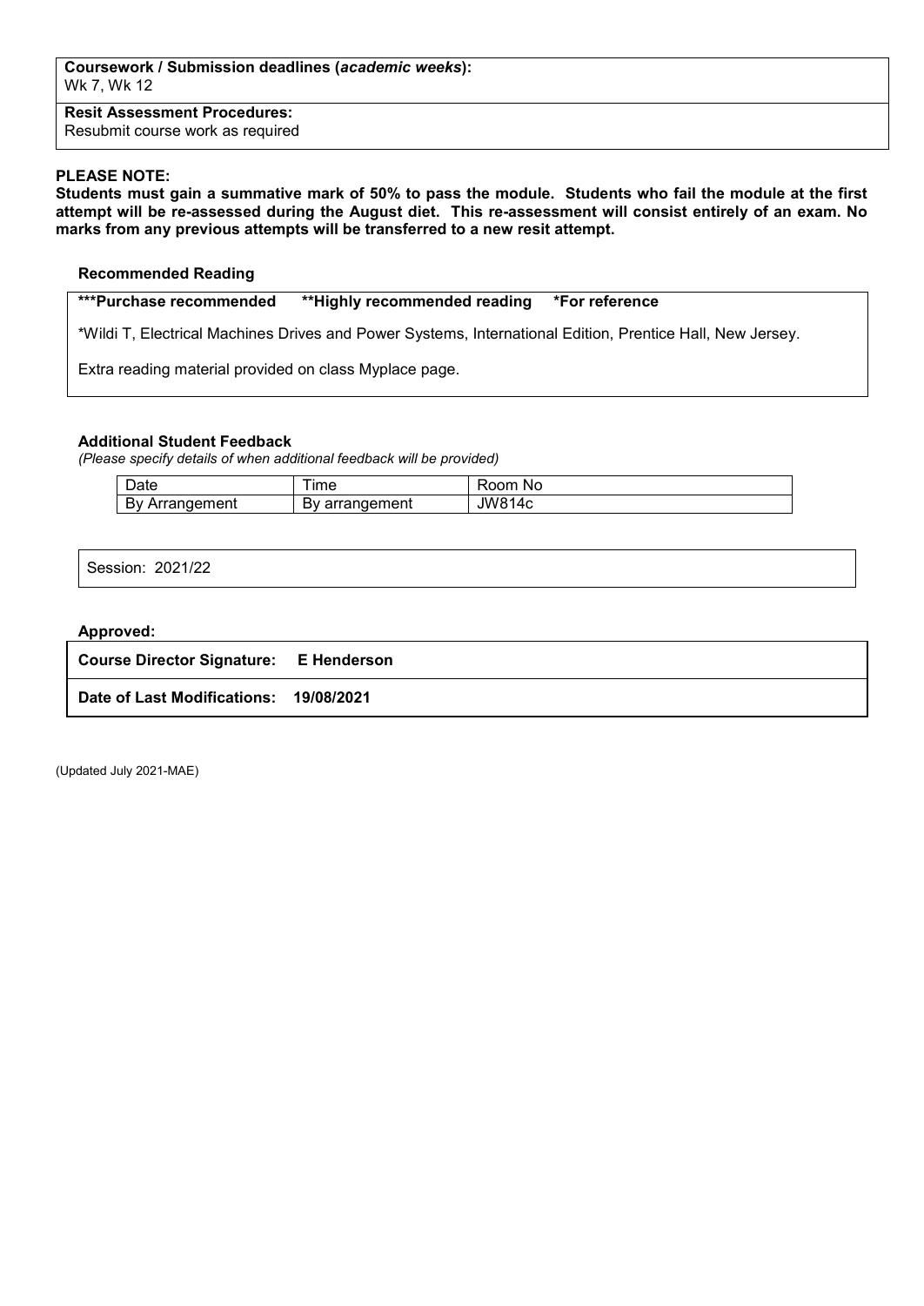**Coursework / Submission deadlines (*academic weeks*):**
Wk 7, Wk 12

**Resit Assessment Procedures:**
Resubmit course work as required

**PLEASE NOTE:**
**Students must gain a summative mark of 50% to pass the module. Students who fail the module at the first attempt will be re-assessed during the August diet. This re-assessment will consist entirely of an exam. No marks from any previous attempts will be transferred to a new resit attempt.**

### Recommended Reading

**\*\*\*Purchase recommended    \*\*Highly recommended reading    \*For reference**

*Wildi T, Electrical Machines Drives and Power Systems, International Edition, Prentice Hall, New Jersey.

Extra reading material provided on class Myplace page.

### Additional Student Feedback

*(Please specify details of when additional feedback will be provided)*

| Date | Time | Room No |
|---|---|---|
| By Arrangement | By arrangement | JW814c |

Session: 2021/22

**Approved:**

**Course Director Signature: E Henderson**

**Date of Last Modifications: 19/08/2021**

(Updated July 2021-MAE)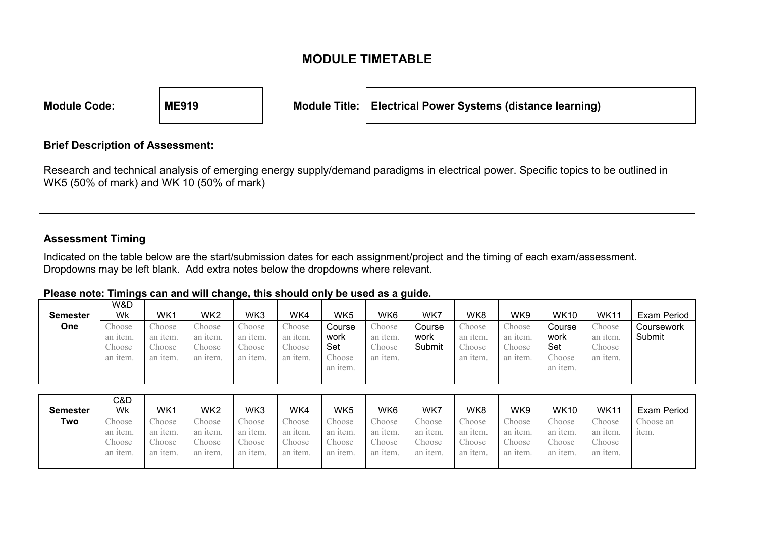# MODULE TIMETABLE

| **Module Code:** | **ME919** | **Module Title:** | **Electrical Power Systems (distance learning)** |
|---|---|---|---|

**Brief Description of Assessment:**

Research and technical analysis of emerging energy supply/demand paradigms in electrical power. Specific topics to be outlined in WK5 (50% of mark) and WK 10 (50% of mark)

**Assessment Timing**

Indicated on the table below are the start/submission dates for each assignment/project and the timing of each exam/assessment. Dropdowns may be left blank. Add extra notes below the dropdowns where relevant.

**Please note: Timings can and will change, this should only be used as a guide.**

| **Semester One** | W&D Wk | WK1 | WK2 | WK3 | WK4 | WK5 | WK6 | WK7 | WK8 | WK9 | WK10 | WK11 | Exam Period |
|---|---|---|---|---|---|---|---|---|---|---|---|---|---|
| | Choose an item. Choose an item. | Choose an item. Choose an item. | Choose an item. Choose an item. | Choose an item. Choose an item. | Choose an item. Choose an item. | Course work Set Choose an item. | Choose an item. Choose an item. | Course work Submit | Choose an item. Choose an item. | Choose an item. Choose an item. | Course work Set Choose an item. | Choose an item. Choose an item. | Coursework Submit |

| **Semester Two** | C&D Wk | WK1 | WK2 | WK3 | WK4 | WK5 | WK6 | WK7 | WK8 | WK9 | WK10 | WK11 | Exam Period |
|---|---|---|---|---|---|---|---|---|---|---|---|---|---|
| | Choose an item. Choose an item. | Choose an item. Choose an item. | Choose an item. Choose an item. | Choose an item. Choose an item. | Choose an item. Choose an item. | Choose an item. Choose an item. | Choose an item. Choose an item. | Choose an item. Choose an item. | Choose an item. Choose an item. | Choose an item. Choose an item. | Choose an item. Choose an item. | Choose an item. Choose an item. | Choose an item. |